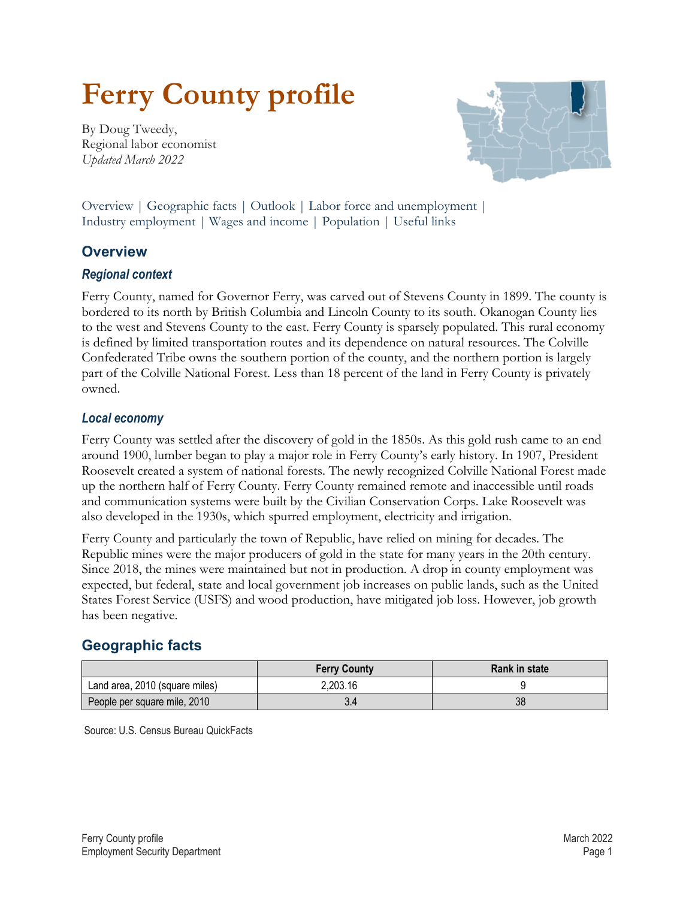# Ferry County profile

By Doug Tweedy,
Regional labor economist
*Updated March 2022*

Overview | Geographic facts | Outlook | Labor force and unemployment | Industry employment | Wages and income | Population | Useful links

## Overview

### *Regional context*

Ferry County, named for Governor Ferry, was carved out of Stevens County in 1899. The county is bordered to its north by British Columbia and Lincoln County to its south. Okanogan County lies to the west and Stevens County to the east. Ferry County is sparsely populated. This rural economy is defined by limited transportation routes and its dependence on natural resources. The Colville Confederated Tribe owns the southern portion of the county, and the northern portion is largely part of the Colville National Forest. Less than 18 percent of the land in Ferry County is privately owned.

### *Local economy*

Ferry County was settled after the discovery of gold in the 1850s. As this gold rush came to an end around 1900, lumber began to play a major role in Ferry County's early history. In 1907, President Roosevelt created a system of national forests. The newly recognized Colville National Forest made up the northern half of Ferry County. Ferry County remained remote and inaccessible until roads and communication systems were built by the Civilian Conservation Corps. Lake Roosevelt was also developed in the 1930s, which spurred employment, electricity and irrigation.

Ferry County and particularly the town of Republic, have relied on mining for decades. The Republic mines were the major producers of gold in the state for many years in the 20th century. Since 2018, the mines were maintained but not in production. A drop in county employment was expected, but federal, state and local government job increases on public lands, such as the United States Forest Service (USFS) and wood production, have mitigated job loss. However, job growth has been negative.

## Geographic facts

| | Ferry County | Rank in state |
|---|---|---|
| Land area, 2010 (square miles) | 2,203.16 | 9 |
| People per square mile, 2010 | 3.4 | 38 |

Source: U.S. Census Bureau QuickFacts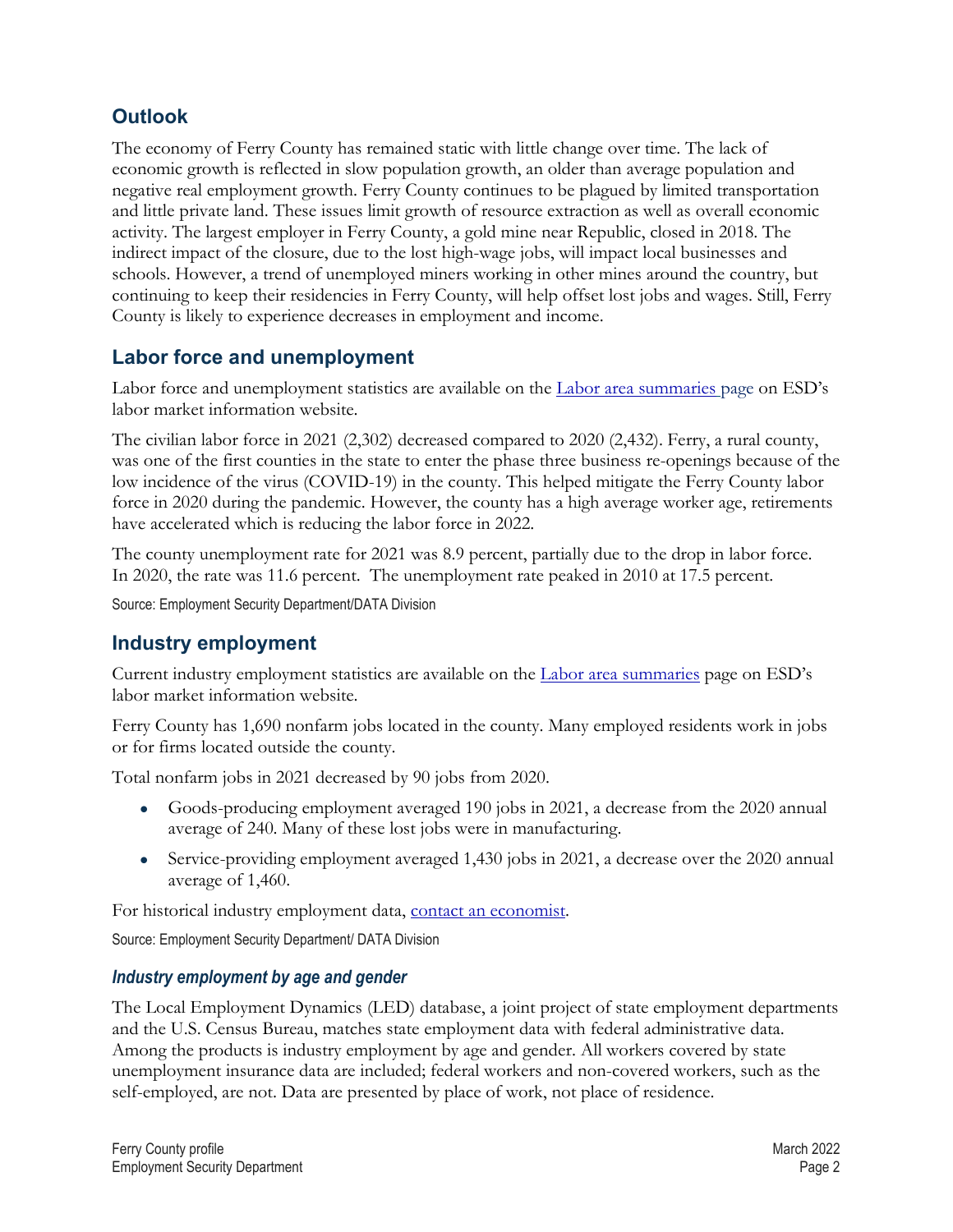## Outlook

The economy of Ferry County has remained static with little change over time. The lack of economic growth is reflected in slow population growth, an older than average population and negative real employment growth. Ferry County continues to be plagued by limited transportation and little private land. These issues limit growth of resource extraction as well as overall economic activity. The largest employer in Ferry County, a gold mine near Republic, closed in 2018. The indirect impact of the closure, due to the lost high-wage jobs, will impact local businesses and schools. However, a trend of unemployed miners working in other mines around the country, but continuing to keep their residencies in Ferry County, will help offset lost jobs and wages. Still, Ferry County is likely to experience decreases in employment and income.

## Labor force and unemployment

Labor force and unemployment statistics are available on the [Labor area summaries page](#) on ESD's labor market information website.

The civilian labor force in 2021 (2,302) decreased compared to 2020 (2,432). Ferry, a rural county, was one of the first counties in the state to enter the phase three business re-openings because of the low incidence of the virus (COVID-19) in the county. This helped mitigate the Ferry County labor force in 2020 during the pandemic. However, the county has a high average worker age, retirements have accelerated which is reducing the labor force in 2022.

The county unemployment rate for 2021 was 8.9 percent, partially due to the drop in labor force. In 2020, the rate was 11.6 percent. The unemployment rate peaked in 2010 at 17.5 percent.

Source: Employment Security Department/DATA Division

## Industry employment

Current industry employment statistics are available on the [Labor area summaries](#) page on ESD's labor market information website.

Ferry County has 1,690 nonfarm jobs located in the county. Many employed residents work in jobs or for firms located outside the county.

Total nonfarm jobs in 2021 decreased by 90 jobs from 2020.

- Goods-producing employment averaged 190 jobs in 2021, a decrease from the 2020 annual average of 240. Many of these lost jobs were in manufacturing.
- Service-providing employment averaged 1,430 jobs in 2021, a decrease over the 2020 annual average of 1,460.

For historical industry employment data, [contact an economist](#).

Source: Employment Security Department/ DATA Division

### *Industry employment by age and gender*

The Local Employment Dynamics (LED) database, a joint project of state employment departments and the U.S. Census Bureau, matches state employment data with federal administrative data. Among the products is industry employment by age and gender. All workers covered by state unemployment insurance data are included; federal workers and non-covered workers, such as the self-employed, are not. Data are presented by place of work, not place of residence.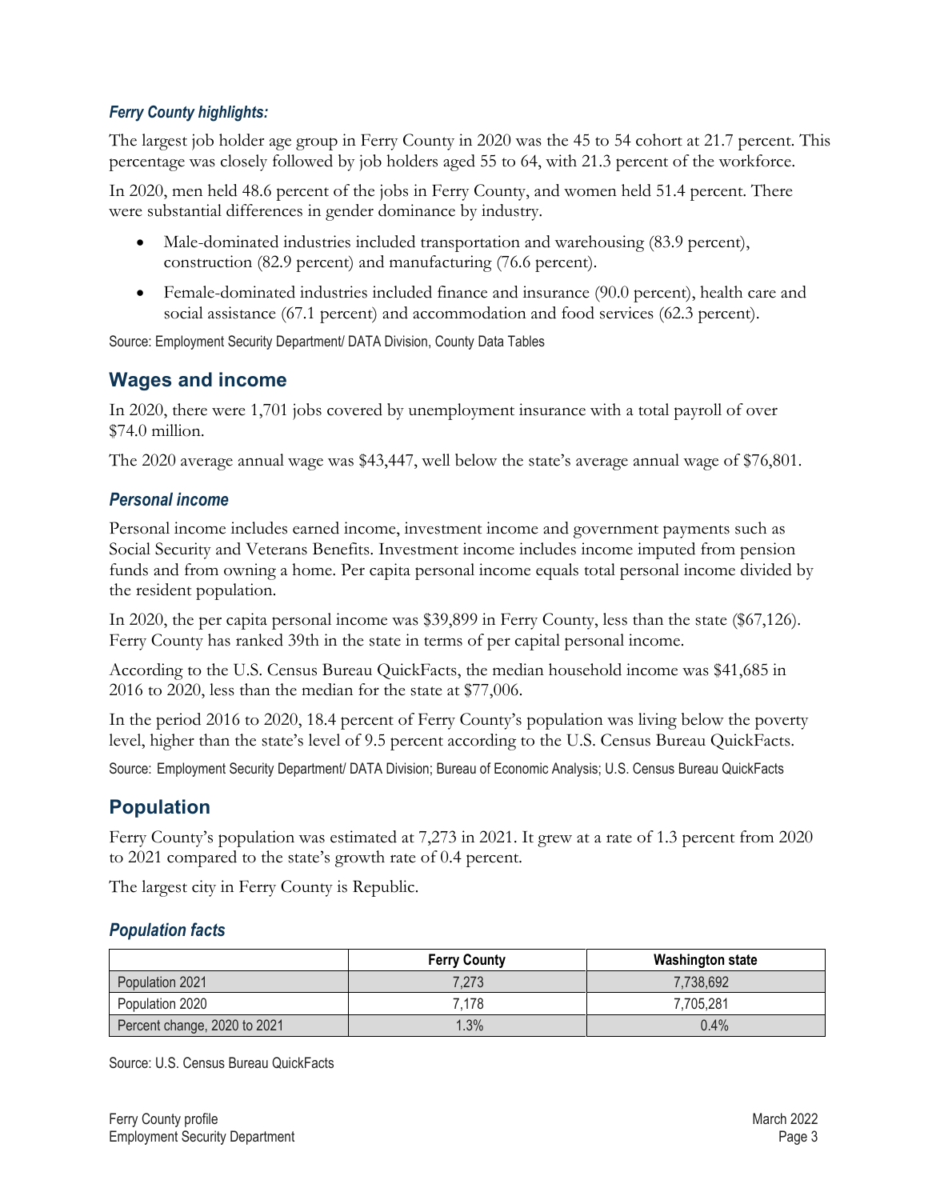### *Ferry County highlights:*

The largest job holder age group in Ferry County in 2020 was the 45 to 54 cohort at 21.7 percent. This percentage was closely followed by job holders aged 55 to 64, with 21.3 percent of the workforce.

In 2020, men held 48.6 percent of the jobs in Ferry County, and women held 51.4 percent. There were substantial differences in gender dominance by industry.

- Male-dominated industries included transportation and warehousing (83.9 percent), construction (82.9 percent) and manufacturing (76.6 percent).
- Female-dominated industries included finance and insurance (90.0 percent), health care and social assistance (67.1 percent) and accommodation and food services (62.3 percent).

Source: Employment Security Department/ DATA Division, County Data Tables

## Wages and income

In 2020, there were 1,701 jobs covered by unemployment insurance with a total payroll of over $74.0 million.

The 2020 average annual wage was $43,447, well below the state's average annual wage of $76,801.

### *Personal income*

Personal income includes earned income, investment income and government payments such as Social Security and Veterans Benefits. Investment income includes income imputed from pension funds and from owning a home. Per capita personal income equals total personal income divided by the resident population.

In 2020, the per capita personal income was $39,899 in Ferry County, less than the state ($67,126). Ferry County has ranked 39th in the state in terms of per capital personal income.

According to the U.S. Census Bureau QuickFacts, the median household income was $41,685 in 2016 to 2020, less than the median for the state at $77,006.

In the period 2016 to 2020, 18.4 percent of Ferry County's population was living below the poverty level, higher than the state's level of 9.5 percent according to the U.S. Census Bureau QuickFacts.

Source: Employment Security Department/ DATA Division; Bureau of Economic Analysis; U.S. Census Bureau QuickFacts

## Population

Ferry County's population was estimated at 7,273 in 2021. It grew at a rate of 1.3 percent from 2020 to 2021 compared to the state's growth rate of 0.4 percent.

The largest city in Ferry County is Republic.

### *Population facts*

| | Ferry County | Washington state |
|---|---|---|
| Population 2021 | 7,273 | 7,738,692 |
| Population 2020 | 7,178 | 7,705,281 |
| Percent change, 2020 to 2021 | 1.3% | 0.4% |

Source: U.S. Census Bureau QuickFacts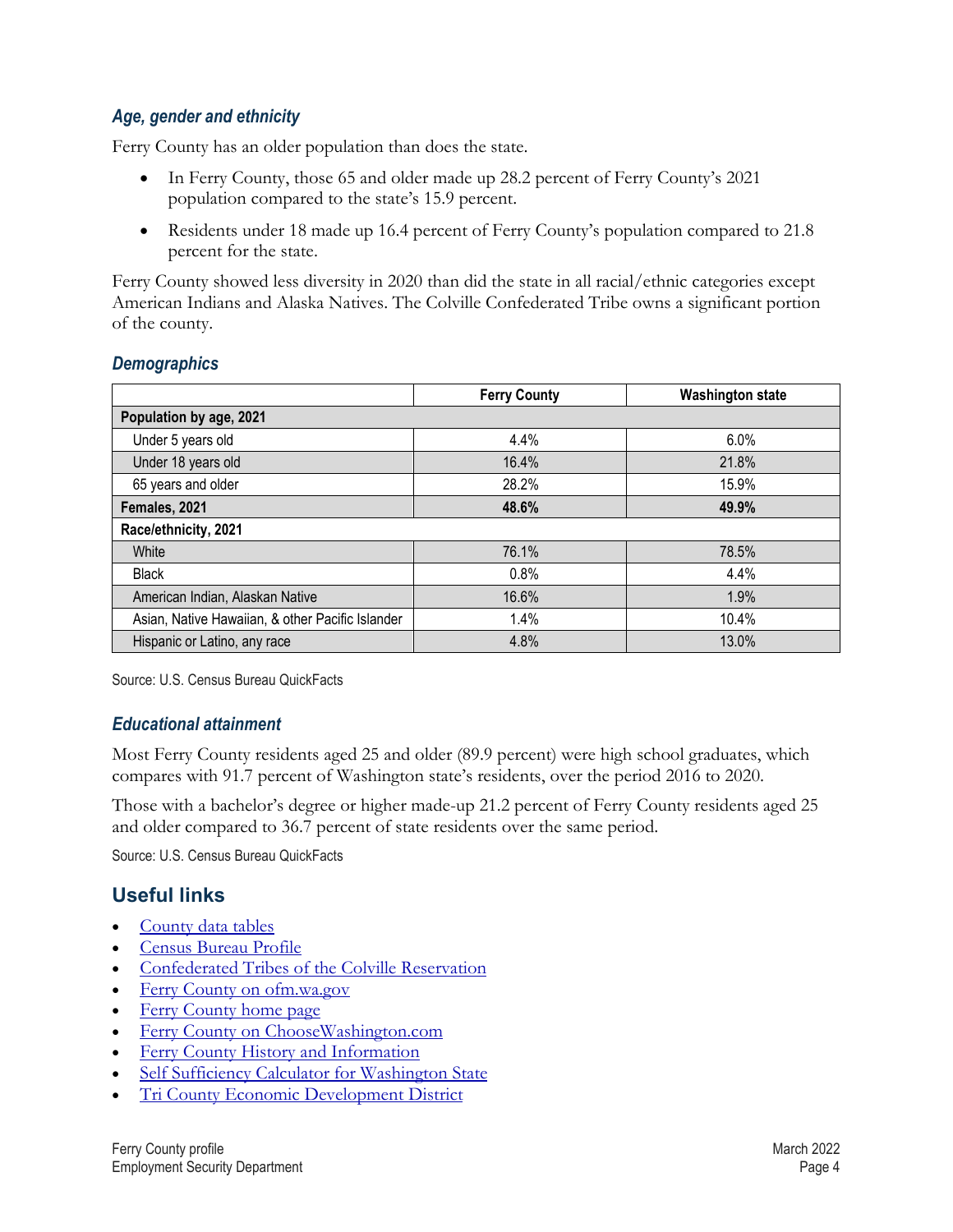### *Age, gender and ethnicity*

Ferry County has an older population than does the state.

- In Ferry County, those 65 and older made up 28.2 percent of Ferry County's 2021 population compared to the state's 15.9 percent.
- Residents under 18 made up 16.4 percent of Ferry County's population compared to 21.8 percent for the state.

Ferry County showed less diversity in 2020 than did the state in all racial/ethnic categories except American Indians and Alaska Natives. The Colville Confederated Tribe owns a significant portion of the county.

### *Demographics*

| | Ferry County | Washington state |
|---|---|---|
| **Population by age, 2021** | | |
| Under 5 years old | 4.4% | 6.0% |
| Under 18 years old | 16.4% | 21.8% |
| 65 years and older | 28.2% | 15.9% |
| **Females, 2021** | **48.6%** | **49.9%** |
| **Race/ethnicity, 2021** | | |
| White | 76.1% | 78.5% |
| Black | 0.8% | 4.4% |
| American Indian, Alaskan Native | 16.6% | 1.9% |
| Asian, Native Hawaiian, & other Pacific Islander | 1.4% | 10.4% |
| Hispanic or Latino, any race | 4.8% | 13.0% |

Source: U.S. Census Bureau QuickFacts

### *Educational attainment*

Most Ferry County residents aged 25 and older (89.9 percent) were high school graduates, which compares with 91.7 percent of Washington state's residents, over the period 2016 to 2020.

Those with a bachelor's degree or higher made-up 21.2 percent of Ferry County residents aged 25 and older compared to 36.7 percent of state residents over the same period.

Source: U.S. Census Bureau QuickFacts

## Useful links

- County data tables
- Census Bureau Profile
- Confederated Tribes of the Colville Reservation
- Ferry County on ofm.wa.gov
- Ferry County home page
- Ferry County on ChooseWashington.com
- Ferry County History and Information
- Self Sufficiency Calculator for Washington State
- Tri County Economic Development District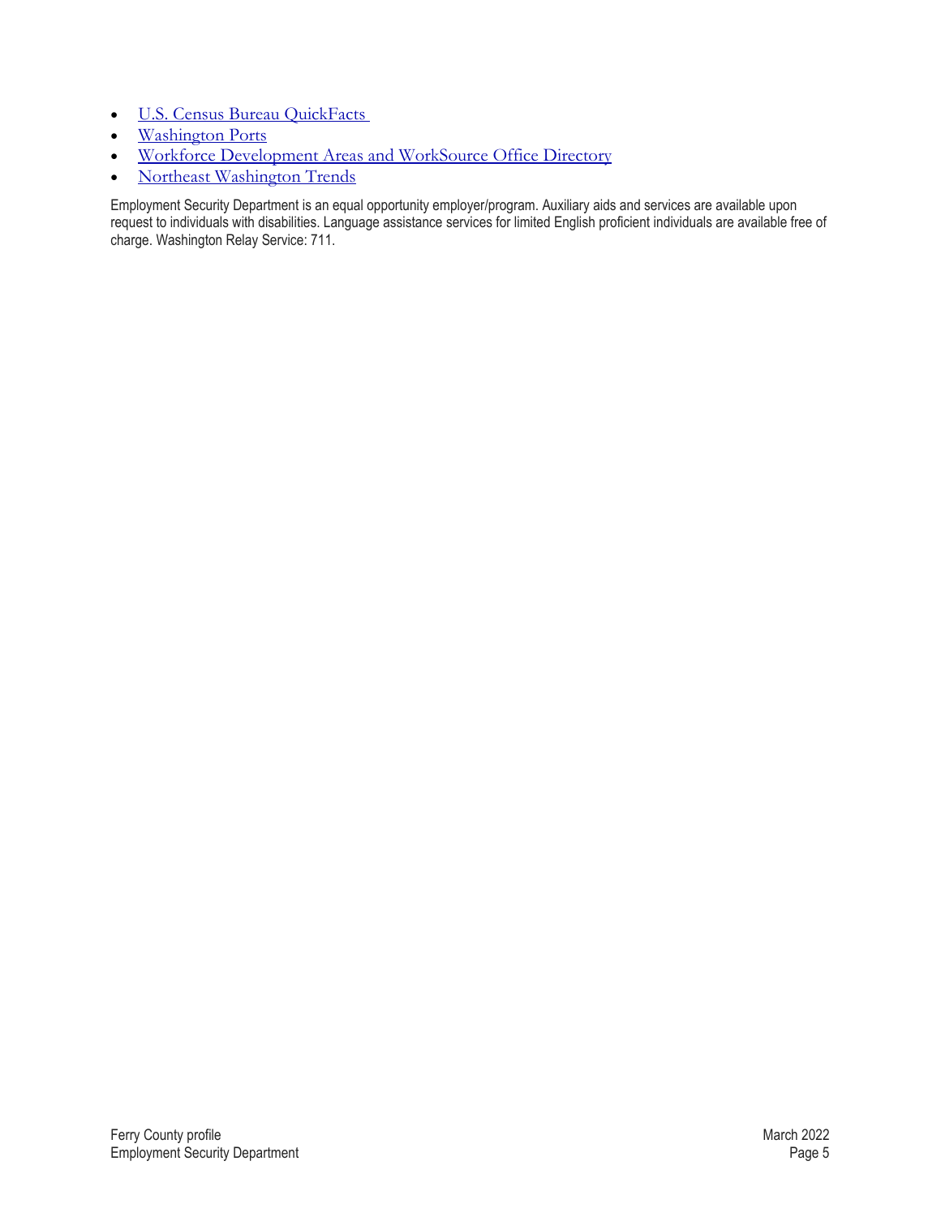- U.S. Census Bureau QuickFacts
- Washington Ports
- Workforce Development Areas and WorkSource Office Directory
- Northeast Washington Trends

Employment Security Department is an equal opportunity employer/program. Auxiliary aids and services are available upon request to individuals with disabilities. Language assistance services for limited English proficient individuals are available free of charge. Washington Relay Service: 711.